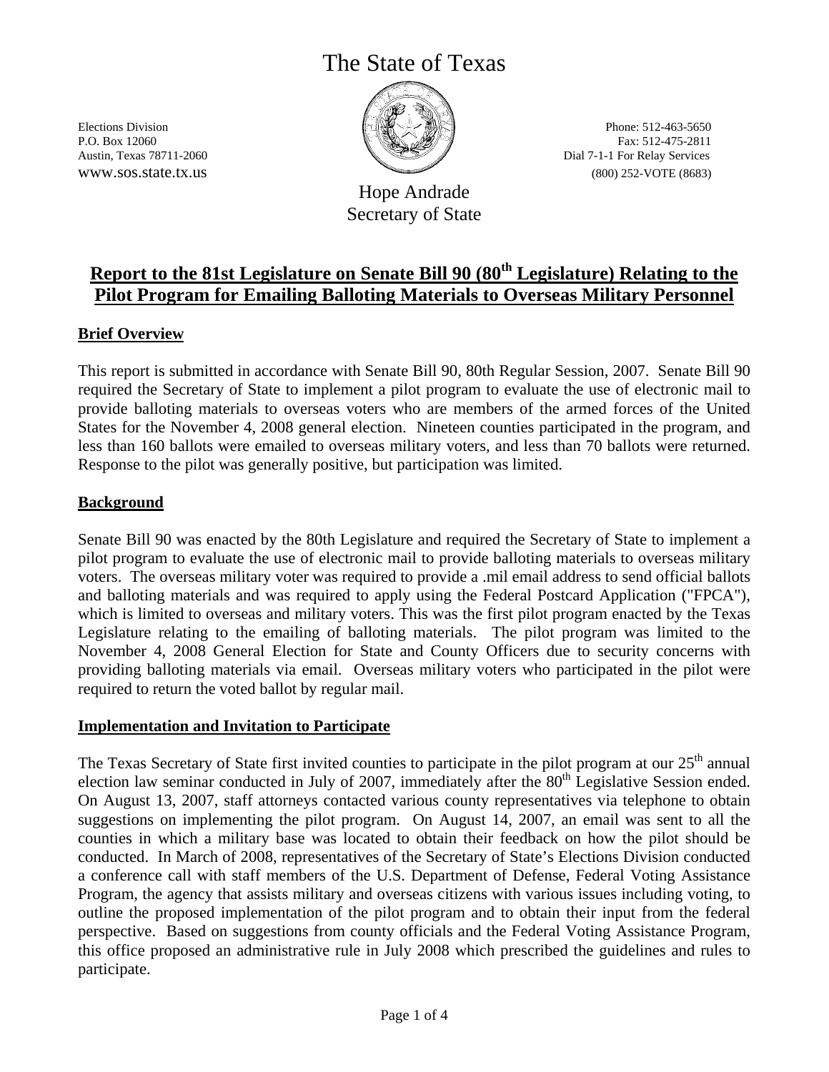# The State of Texas

Elections Division
P.O. Box 12060
Austin, Texas 78711-2060
www.sos.state.tx.us

Phone: 512-463-5650
Fax: 512-475-2811
Dial 7-1-1 For Relay Services
(800) 252-VOTE (8683)

Hope Andrade
Secretary of State

## Report to the 81st Legislature on Senate Bill 90 (80th Legislature) Relating to the Pilot Program for Emailing Balloting Materials to Overseas Military Personnel

### Brief Overview

This report is submitted in accordance with Senate Bill 90, 80th Regular Session, 2007. Senate Bill 90 required the Secretary of State to implement a pilot program to evaluate the use of electronic mail to provide balloting materials to overseas voters who are members of the armed forces of the United States for the November 4, 2008 general election. Nineteen counties participated in the program, and less than 160 ballots were emailed to overseas military voters, and less than 70 ballots were returned. Response to the pilot was generally positive, but participation was limited.

### Background

Senate Bill 90 was enacted by the 80th Legislature and required the Secretary of State to implement a pilot program to evaluate the use of electronic mail to provide balloting materials to overseas military voters. The overseas military voter was required to provide a .mil email address to send official ballots and balloting materials and was required to apply using the Federal Postcard Application ("FPCA"), which is limited to overseas and military voters. This was the first pilot program enacted by the Texas Legislature relating to the emailing of balloting materials. The pilot program was limited to the November 4, 2008 General Election for State and County Officers due to security concerns with providing balloting materials via email. Overseas military voters who participated in the pilot were required to return the voted ballot by regular mail.

### Implementation and Invitation to Participate

The Texas Secretary of State first invited counties to participate in the pilot program at our 25th annual election law seminar conducted in July of 2007, immediately after the 80th Legislative Session ended. On August 13, 2007, staff attorneys contacted various county representatives via telephone to obtain suggestions on implementing the pilot program. On August 14, 2007, an email was sent to all the counties in which a military base was located to obtain their feedback on how the pilot should be conducted. In March of 2008, representatives of the Secretary of State's Elections Division conducted a conference call with staff members of the U.S. Department of Defense, Federal Voting Assistance Program, the agency that assists military and overseas citizens with various issues including voting, to outline the proposed implementation of the pilot program and to obtain their input from the federal perspective. Based on suggestions from county officials and the Federal Voting Assistance Program, this office proposed an administrative rule in July 2008 which prescribed the guidelines and rules to participate.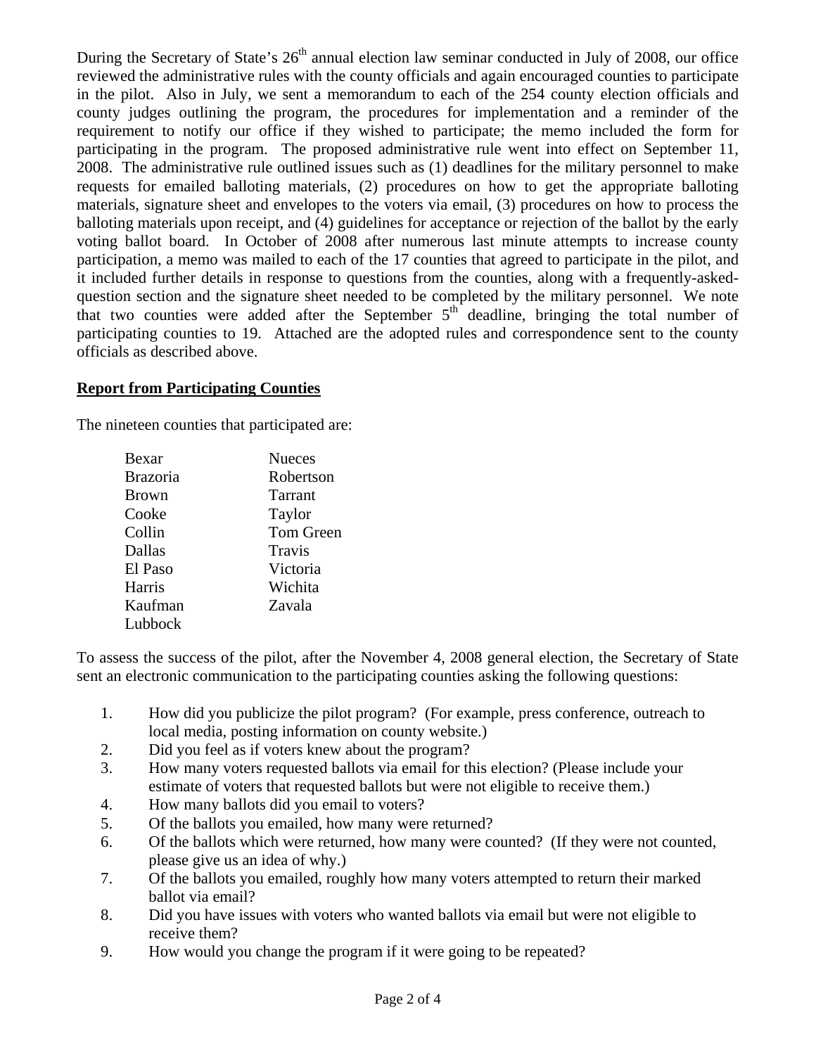During the Secretary of State's 26th annual election law seminar conducted in July of 2008, our office reviewed the administrative rules with the county officials and again encouraged counties to participate in the pilot. Also in July, we sent a memorandum to each of the 254 county election officials and county judges outlining the program, the procedures for implementation and a reminder of the requirement to notify our office if they wished to participate; the memo included the form for participating in the program. The proposed administrative rule went into effect on September 11, 2008. The administrative rule outlined issues such as (1) deadlines for the military personnel to make requests for emailed balloting materials, (2) procedures on how to get the appropriate balloting materials, signature sheet and envelopes to the voters via email, (3) procedures on how to process the balloting materials upon receipt, and (4) guidelines for acceptance or rejection of the ballot by the early voting ballot board. In October of 2008 after numerous last minute attempts to increase county participation, a memo was mailed to each of the 17 counties that agreed to participate in the pilot, and it included further details in response to questions from the counties, along with a frequently-asked-question section and the signature sheet needed to be completed by the military personnel. We note that two counties were added after the September 5th deadline, bringing the total number of participating counties to 19. Attached are the adopted rules and correspondence sent to the county officials as described above.

**Report from Participating Counties**

The nineteen counties that participated are:

| | |
|---|---|
| Bexar | Nueces |
| Brazoria | Robertson |
| Brown | Tarrant |
| Cooke | Taylor |
| Collin | Tom Green |
| Dallas | Travis |
| El Paso | Victoria |
| Harris | Wichita |
| Kaufman | Zavala |
| Lubbock | |

To assess the success of the pilot, after the November 4, 2008 general election, the Secretary of State sent an electronic communication to the participating counties asking the following questions:

1. How did you publicize the pilot program? (For example, press conference, outreach to local media, posting information on county website.)
2. Did you feel as if voters knew about the program?
3. How many voters requested ballots via email for this election? (Please include your estimate of voters that requested ballots but were not eligible to receive them.)
4. How many ballots did you email to voters?
5. Of the ballots you emailed, how many were returned?
6. Of the ballots which were returned, how many were counted? (If they were not counted, please give us an idea of why.)
7. Of the ballots you emailed, roughly how many voters attempted to return their marked ballot via email?
8. Did you have issues with voters who wanted ballots via email but were not eligible to receive them?
9. How would you change the program if it were going to be repeated?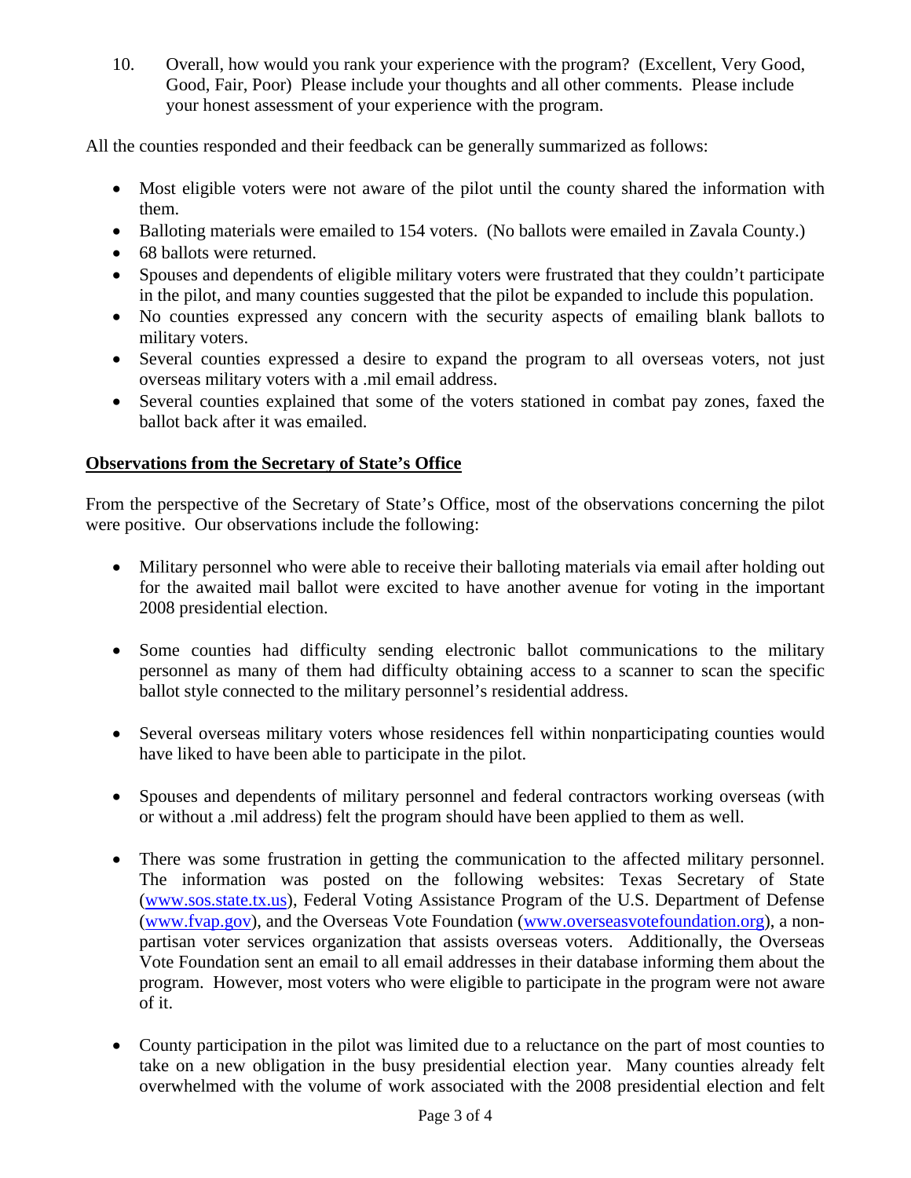10. Overall, how would you rank your experience with the program? (Excellent, Very Good, Good, Fair, Poor) Please include your thoughts and all other comments. Please include your honest assessment of your experience with the program.

All the counties responded and their feedback can be generally summarized as follows:

- Most eligible voters were not aware of the pilot until the county shared the information with them.
- Balloting materials were emailed to 154 voters. (No ballots were emailed in Zavala County.)
- 68 ballots were returned.
- Spouses and dependents of eligible military voters were frustrated that they couldn't participate in the pilot, and many counties suggested that the pilot be expanded to include this population.
- No counties expressed any concern with the security aspects of emailing blank ballots to military voters.
- Several counties expressed a desire to expand the program to all overseas voters, not just overseas military voters with a .mil email address.
- Several counties explained that some of the voters stationed in combat pay zones, faxed the ballot back after it was emailed.

**Observations from the Secretary of State's Office**

From the perspective of the Secretary of State's Office, most of the observations concerning the pilot were positive. Our observations include the following:

- Military personnel who were able to receive their balloting materials via email after holding out for the awaited mail ballot were excited to have another avenue for voting in the important 2008 presidential election.

- Some counties had difficulty sending electronic ballot communications to the military personnel as many of them had difficulty obtaining access to a scanner to scan the specific ballot style connected to the military personnel's residential address.

- Several overseas military voters whose residences fell within nonparticipating counties would have liked to have been able to participate in the pilot.

- Spouses and dependents of military personnel and federal contractors working overseas (with or without a .mil address) felt the program should have been applied to them as well.

- There was some frustration in getting the communication to the affected military personnel. The information was posted on the following websites: Texas Secretary of State (www.sos.state.tx.us), Federal Voting Assistance Program of the U.S. Department of Defense (www.fvap.gov), and the Overseas Vote Foundation (www.overseasvotefoundation.org), a non-partisan voter services organization that assists overseas voters. Additionally, the Overseas Vote Foundation sent an email to all email addresses in their database informing them about the program. However, most voters who were eligible to participate in the program were not aware of it.

- County participation in the pilot was limited due to a reluctance on the part of most counties to take on a new obligation in the busy presidential election year. Many counties already felt overwhelmed with the volume of work associated with the 2008 presidential election and felt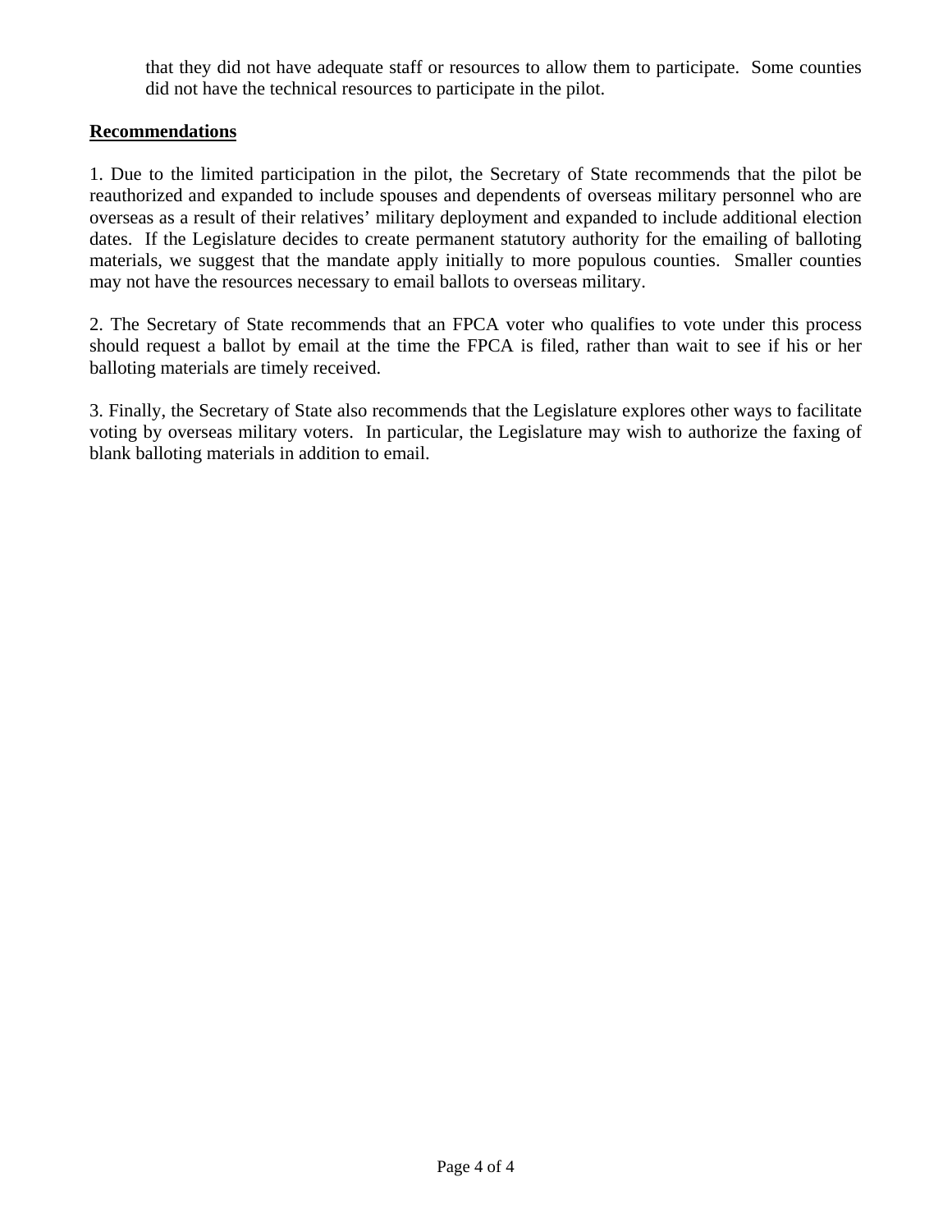that they did not have adequate staff or resources to allow them to participate. Some counties did not have the technical resources to participate in the pilot.

**Recommendations**

1. Due to the limited participation in the pilot, the Secretary of State recommends that the pilot be reauthorized and expanded to include spouses and dependents of overseas military personnel who are overseas as a result of their relatives' military deployment and expanded to include additional election dates. If the Legislature decides to create permanent statutory authority for the emailing of balloting materials, we suggest that the mandate apply initially to more populous counties. Smaller counties may not have the resources necessary to email ballots to overseas military.

2. The Secretary of State recommends that an FPCA voter who qualifies to vote under this process should request a ballot by email at the time the FPCA is filed, rather than wait to see if his or her balloting materials are timely received.

3. Finally, the Secretary of State also recommends that the Legislature explores other ways to facilitate voting by overseas military voters. In particular, the Legislature may wish to authorize the faxing of blank balloting materials in addition to email.